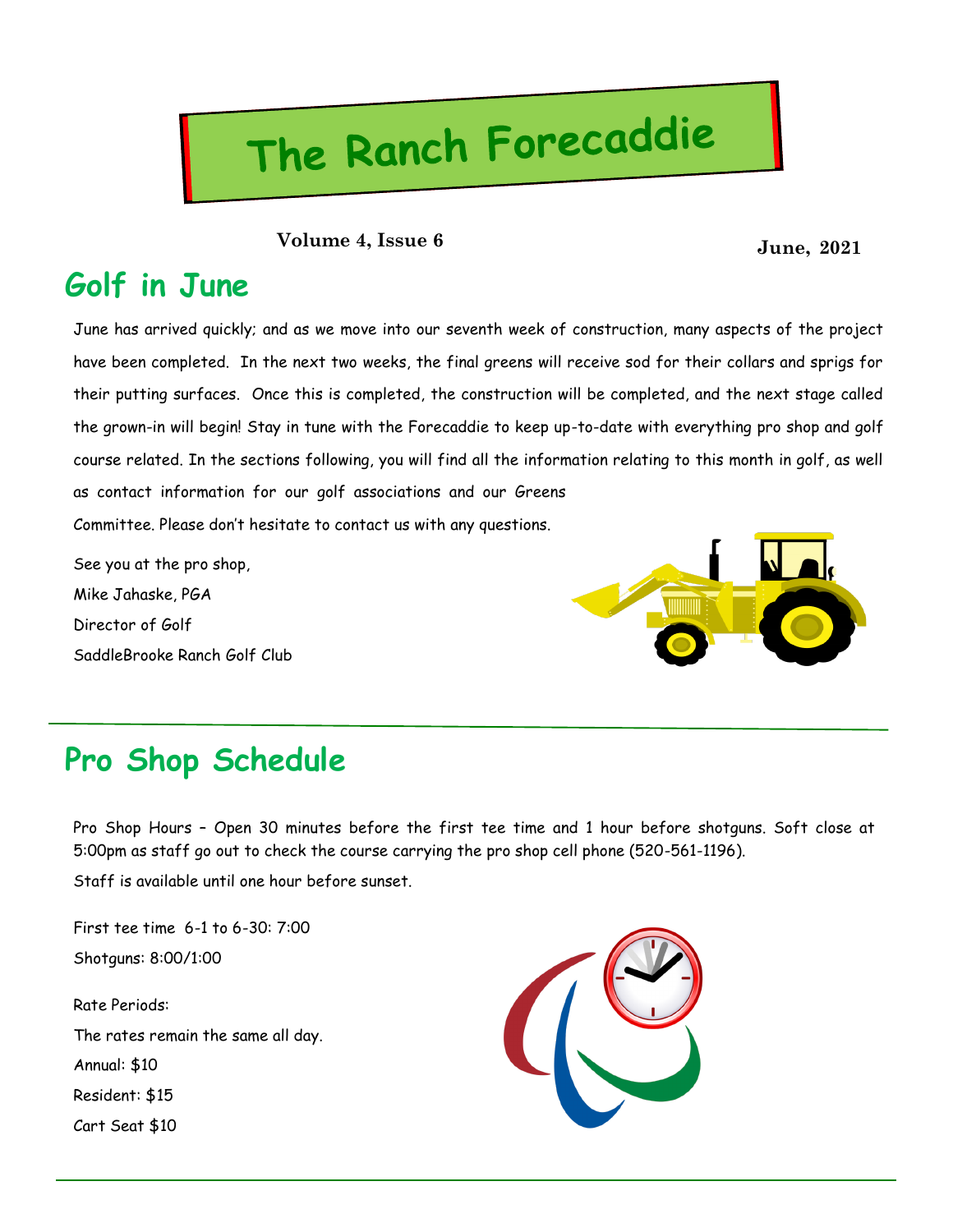# The Ranch Forecaddie

**Volume 4, Issue 6** **June, 2021**

## Golf in June

June has arrived quickly; and as we move into our seventh week of construction, many aspects of the project have been completed. In the next two weeks, the final greens will receive sod for their collars and sprigs for their putting surfaces. Once this is completed, the construction will be completed, and the next stage called the grown-in will begin! Stay in tune with the Forecaddie to keep up-to-date with everything pro shop and golf course related. In the sections following, you will find all the information relating to this month in golf, as well as contact information for our golf associations and our Greens Committee. Please don't hesitate to contact us with any questions.

See you at the pro shop,
Mike Jahaske, PGA
Director of Golf
SaddleBrooke Ranch Golf Club

## Pro Shop Schedule

Pro Shop Hours – Open 30 minutes before the first tee time and 1 hour before shotguns. Soft close at 5:00pm as staff go out to check the course carrying the pro shop cell phone (520-561-1196).
Staff is available until one hour before sunset.

First tee time 6-1 to 6-30: 7:00
Shotguns: 8:00/1:00

Rate Periods:
The rates remain the same all day.
Annual: $10
Resident: $15
Cart Seat $10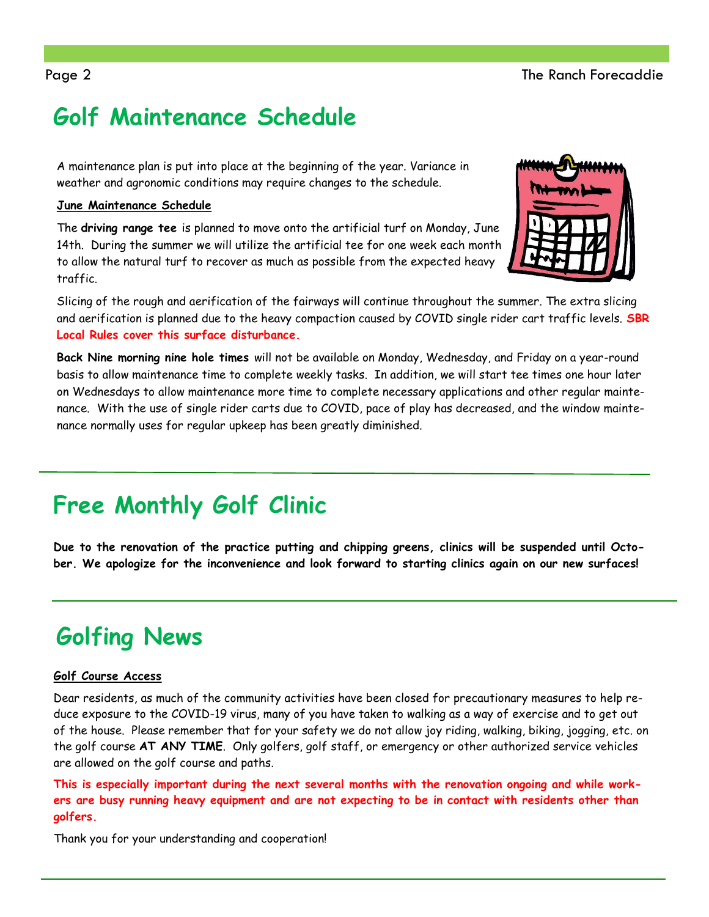# Golf Maintenance Schedule

A maintenance plan is put into place at the beginning of the year. Variance in weather and agronomic conditions may require changes to the schedule.

**June Maintenance Schedule**

The **driving range tee** is planned to move onto the artificial turf on Monday, June 14th. During the summer we will utilize the artificial tee for one week each month to allow the natural turf to recover as much as possible from the expected heavy traffic.

Slicing of the rough and aerification of the fairways will continue throughout the summer. The extra slicing and aerification is planned due to the heavy compaction caused by COVID single rider cart traffic levels. **SBR Local Rules cover this surface disturbance.**

**Back Nine morning nine hole times** will not be available on Monday, Wednesday, and Friday on a year-round basis to allow maintenance time to complete weekly tasks. In addition, we will start tee times one hour later on Wednesdays to allow maintenance more time to complete necessary applications and other regular maintenance. With the use of single rider carts due to COVID, pace of play has decreased, and the window maintenance normally uses for regular upkeep has been greatly diminished.

---

# Free Monthly Golf Clinic

**Due to the renovation of the practice putting and chipping greens, clinics will be suspended until October. We apologize for the inconvenience and look forward to starting clinics again on our new surfaces!**

---

# Golfing News

**Golf Course Access**

Dear residents, as much of the community activities have been closed for precautionary measures to help reduce exposure to the COVID-19 virus, many of you have taken to walking as a way of exercise and to get out of the house. Please remember that for your safety we do not allow joy riding, walking, biking, jogging, etc. on the golf course **AT ANY TIME**. Only golfers, golf staff, or emergency or other authorized service vehicles are allowed on the golf course and paths.

**This is especially important during the next several months with the renovation ongoing and while workers are busy running heavy equipment and are not expecting to be in contact with residents other than golfers.**

Thank you for your understanding and cooperation!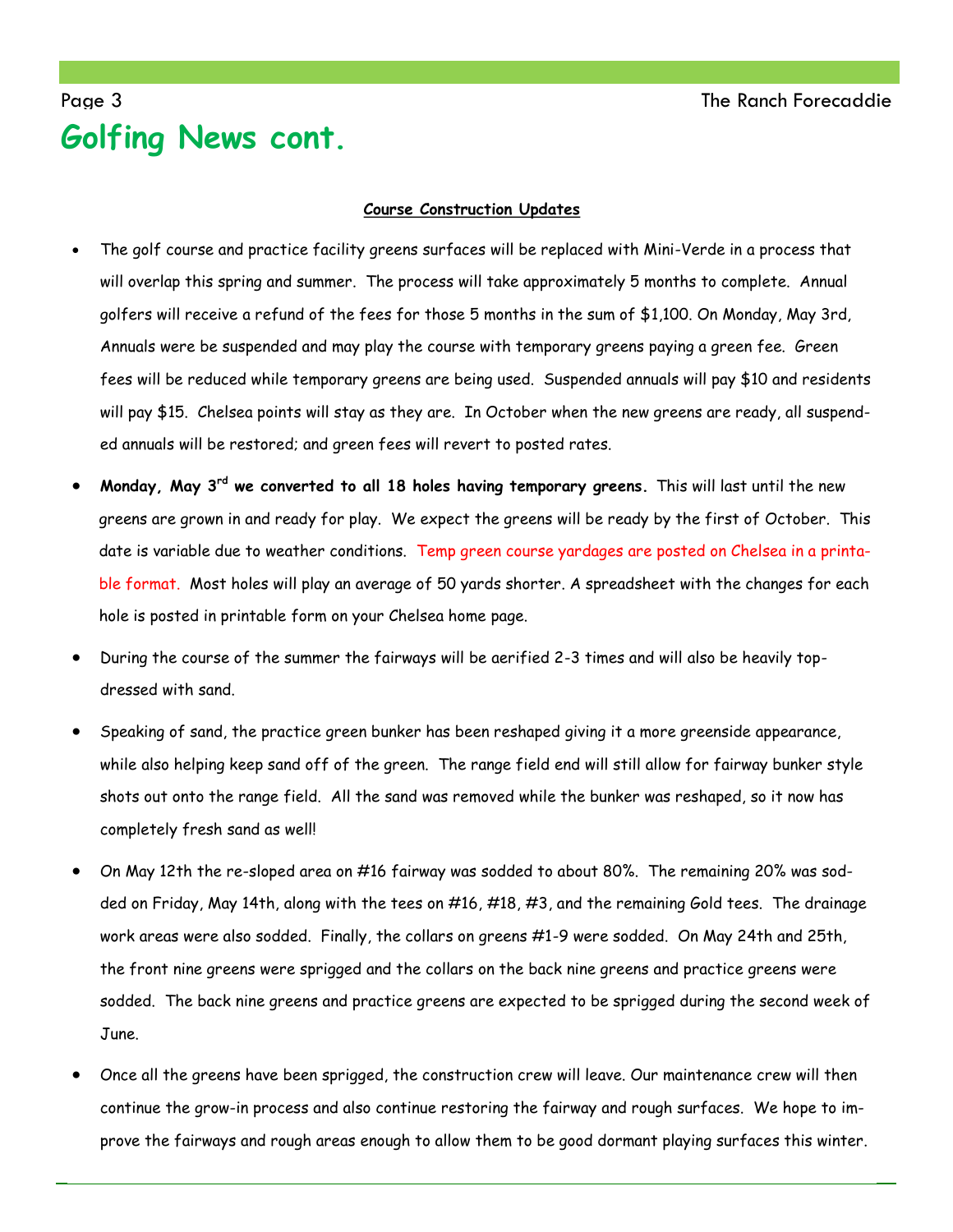# Golfing News cont.

**Course Construction Updates**

- The golf course and practice facility greens surfaces will be replaced with Mini-Verde in a process that will overlap this spring and summer. The process will take approximately 5 months to complete. Annual golfers will receive a refund of the fees for those 5 months in the sum of $1,100. On Monday, May 3rd, Annuals were be suspended and may play the course with temporary greens paying a green fee. Green fees will be reduced while temporary greens are being used. Suspended annuals will pay $10 and residents will pay $15. Chelsea points will stay as they are. In October when the new greens are ready, all suspended annuals will be restored; and green fees will revert to posted rates.
- **Monday, May 3rd we converted to all 18 holes having temporary greens.** This will last until the new greens are grown in and ready for play. We expect the greens will be ready by the first of October. This date is variable due to weather conditions. Temp green course yardages are posted on Chelsea in a printable format. Most holes will play an average of 50 yards shorter. A spreadsheet with the changes for each hole is posted in printable form on your Chelsea home page.
- During the course of the summer the fairways will be aerified 2-3 times and will also be heavily top-dressed with sand.
- Speaking of sand, the practice green bunker has been reshaped giving it a more greenside appearance, while also helping keep sand off of the green. The range field end will still allow for fairway bunker style shots out onto the range field. All the sand was removed while the bunker was reshaped, so it now has completely fresh sand as well!
- On May 12th the re-sloped area on #16 fairway was sodded to about 80%. The remaining 20% was sodded on Friday, May 14th, along with the tees on #16, #18, #3, and the remaining Gold tees. The drainage work areas were also sodded. Finally, the collars on greens #1-9 were sodded. On May 24th and 25th, the front nine greens were sprigged and the collars on the back nine greens and practice greens were sodded. The back nine greens and practice greens are expected to be sprigged during the second week of June.
- Once all the greens have been sprigged, the construction crew will leave. Our maintenance crew will then continue the grow-in process and also continue restoring the fairway and rough surfaces. We hope to improve the fairways and rough areas enough to allow them to be good dormant playing surfaces this winter.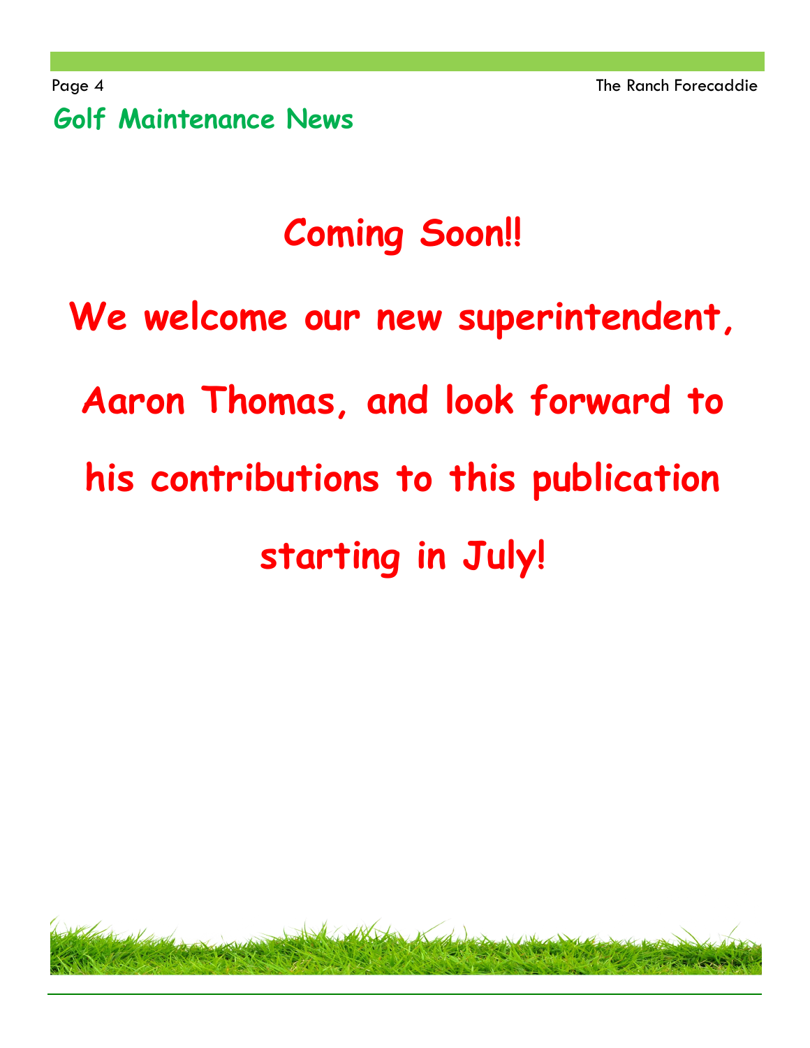## Golf Maintenance News

**Coming Soon!!**

**We welcome our new superintendent, Aaron Thomas, and look forward to his contributions to this publication starting in July!**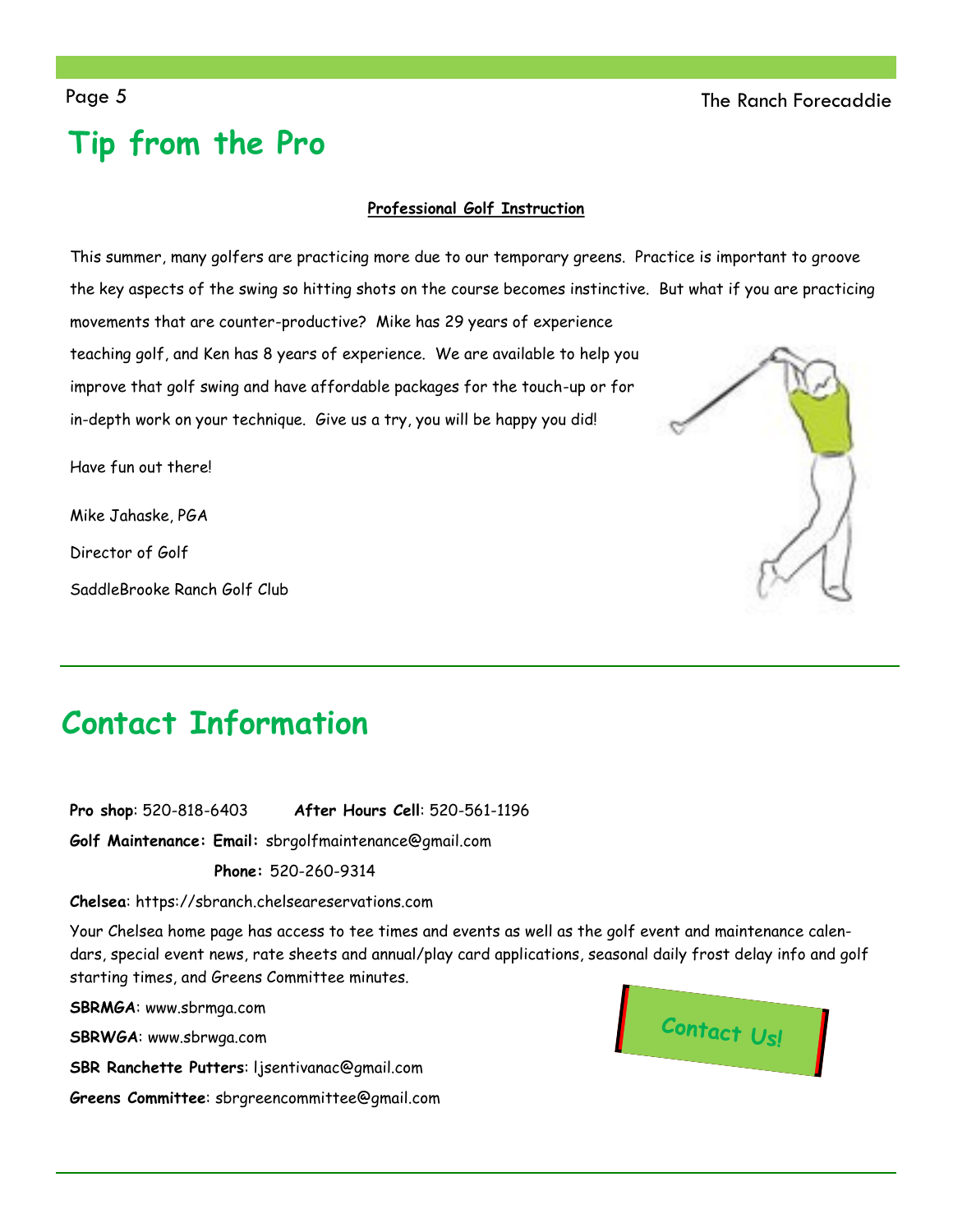# Tip from the Pro

**Professional Golf Instruction**

This summer, many golfers are practicing more due to our temporary greens. Practice is important to groove the key aspects of the swing so hitting shots on the course becomes instinctive. But what if you are practicing movements that are counter-productive? Mike has 29 years of experience teaching golf, and Ken has 8 years of experience. We are available to help you improve that golf swing and have affordable packages for the touch-up or for in-depth work on your technique. Give us a try, you will be happy you did!

Have fun out there!

Mike Jahaske, PGA

Director of Golf

SaddleBrooke Ranch Golf Club

# Contact Information

**Pro shop**: 520-818-6403 **After Hours Cell**: 520-561-1196

**Golf Maintenance: Email:** sbrgolfmaintenance@gmail.com

**Phone:** 520-260-9314

**Chelsea**: https://sbranch.cheleareservations.com

Your Chelsea home page has access to tee times and events as well as the golf event and maintenance calendars, special event news, rate sheets and annual/play card applications, seasonal daily frost delay info and golf starting times, and Greens Committee minutes.

**SBRMGA**: www.sbrmga.com

**SBRWGA**: www.sbrwga.com

**SBR Ranchette Putters**: ljsentivanac@gmail.com

**Greens Committee**: sbrgreencommittee@gmail.com

Contact Us!